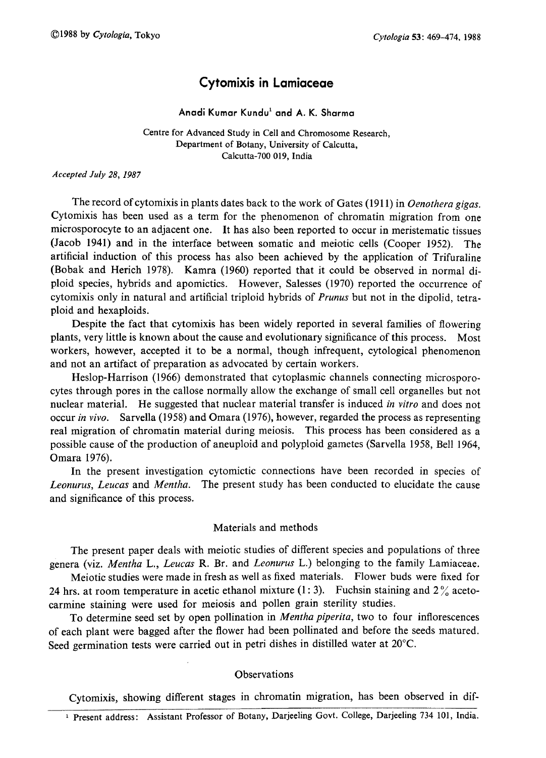# Cytomixis in Lamiaceae

Anadi Kumar Kundu[1] and A. K. Sharma

Centre for Advanced Study in Cell and Chromosome Research,
Department of Botany, University of Calcutta,
Calcutta-700 019, India

*Accepted July 28, 1987*

The record of cytomixis in plants dates back to the work of Gates (1911) in *Oenothera gigas*. Cytomixis has been used as a term for the phenomenon of chromatin migration from one microsporocyte to an adjacent one. It has also been reported to occur in meristematic tissues (Jacob 1941) and in the interface between somatic and meiotic cells (Cooper 1952). The artificial induction of this process has also been achieved by the application of Trifuraline (Bobak and Herich 1978). Kamra (1960) reported that it could be observed in normal diploid species, hybrids and apomictics. However, Salesses (1970) reported the occurrence of cytomixis only in natural and artificial triploid hybrids of *Prunus* but not in the dipolid, tetraploid and hexaploids.

Despite the fact that cytomixis has been widely reported in several families of flowering plants, very little is known about the cause and evolutionary significance of this process. Most workers, however, accepted it to be a normal, though infrequent, cytological phenomenon and not an artifact of preparation as advocated by certain workers.

Heslop-Harrison (1966) demonstrated that cytoplasmic channels connecting microsporocytes through pores in the callose normally allow the exchange of small cell organelles but not nuclear material. He suggested that nuclear material transfer is induced *in vitro* and does not occur *in vivo*. Sarvella (1958) and Omara (1976), however, regarded the process as representing real migration of chromatin material during meiosis. This process has been considered as a possible cause of the production of aneuploid and polyploid gametes (Sarvella 1958, Bell 1964, Omara 1976).

In the present investigation cytomictic connections have been recorded in species of *Leonurus*, *Leucas* and *Mentha*. The present study has been conducted to elucidate the cause and significance of this process.

## Materials and methods

The present paper deals with meiotic studies of different species and populations of three genera (viz. *Mentha* L., *Leucas* R. Br. and *Leonurus* L.) belonging to the family Lamiaceae.

Meiotic studies were made in fresh as well as fixed materials. Flower buds were fixed for 24 hrs. at room temperature in acetic ethanol mixture (1: 3). Fuchsin staining and 2% acetocarmine staining were used for meiosis and pollen grain sterility studies.

To determine seed set by open pollination in *Mentha piperita*, two to four inflorescences of each plant were bagged after the flower had been pollinated and before the seeds matured. Seed germination tests were carried out in petri dishes in distilled water at 20°C.

## Observations

Cytomixis, showing different stages in chromatin migration, has been observed in dif-

[1] Present address: Assistant Professor of Botany, Darjeeling Govt. College, Darjeeling 734 101, India.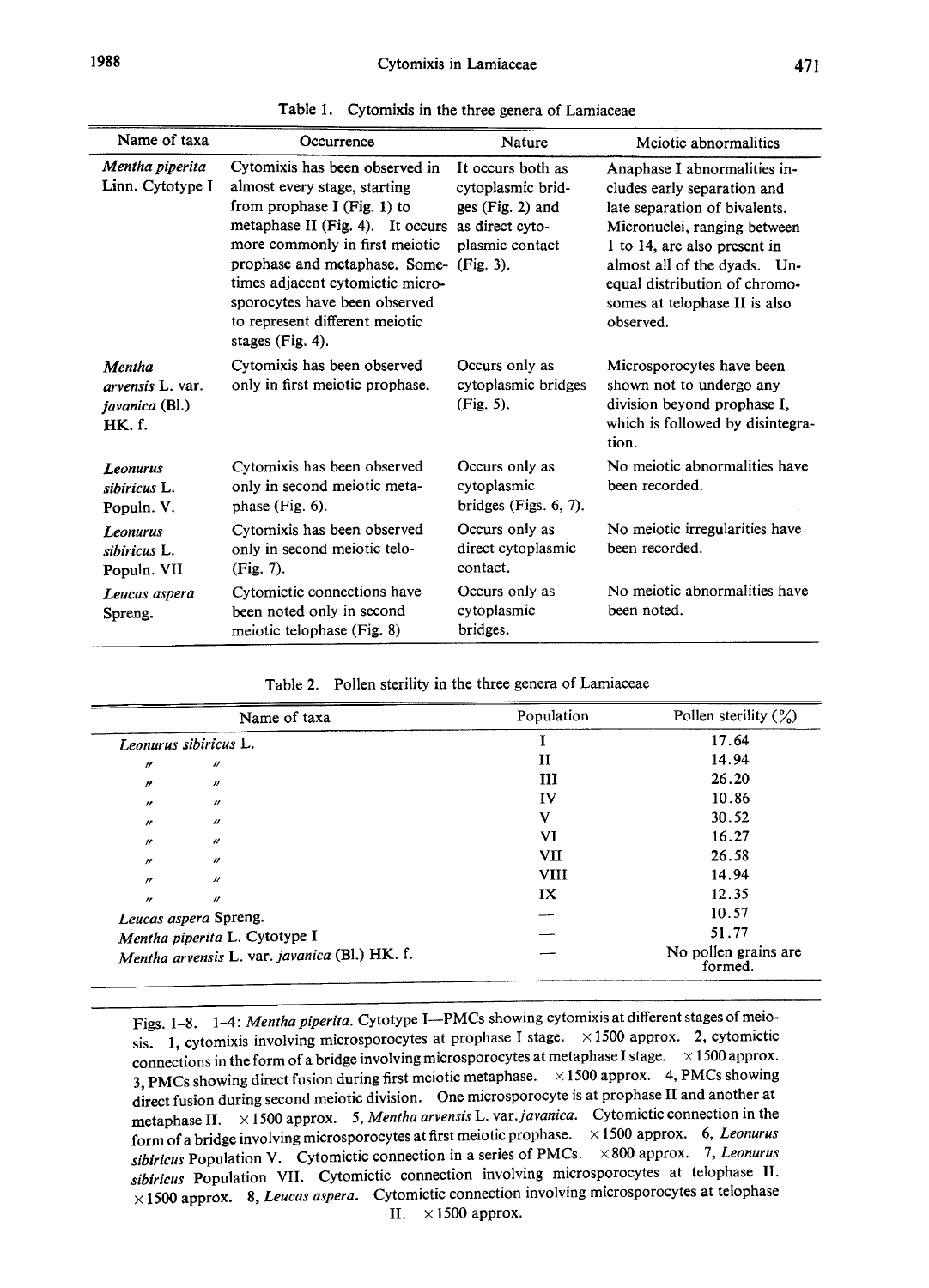Table 1. Cytomixis in the three genera of Lamiaceae

| Name of taxa | Occurrence | Nature | Meiotic abnormalities |
|---|---|---|---|
| *Mentha piperita* Linn. Cytotype I | Cytomixis has been observed in almost every stage, starting from prophase I (Fig. 1) to metaphase II (Fig. 4). It occurs more commonly in first meiotic prophase and metaphase. Sometimes adjacent cytomictic microsporocytes have been observed to represent different meiotic stages (Fig. 4). | It occurs both as cytoplasmic bridges (Fig. 2) and as direct cytoplasmic contact (Fig. 3). | Anaphase I abnormalities includes early separation and late separation of bivalents. Micronuclei, ranging between 1 to 14, are also present in almost all of the dyads. Unequal distribution of chromosomes at telophase II is also observed. |
| *Mentha arvensis* L. var. *javanica* (Bl.) HK. f. | Cytomixis has been observed only in first meiotic prophase. | Occurs only as cytoplasmic bridges (Fig. 5). | Microsporocytes have been shown not to undergo any division beyond prophase I, which is followed by disintegration. |
| *Leonurus sibiricus* L. Populn. V. | Cytomixis has been observed only in second meiotic metaphase (Fig. 6). | Occurs only as cytoplasmic bridges (Figs. 6, 7). | No meiotic abnormalities have been recorded. |
| *Leonurus sibiricus* L. Populn. VII | Cytomixis has been observed only in second meiotic telo- (Fig. 7). | Occurs only as direct cytoplasmic contact. | No meiotic irregularities have been recorded. |
| *Leucas aspera* Spreng. | Cytomictic connections have been noted only in second meiotic telophase (Fig. 8) | Occurs only as cytoplasmic bridges. | No meiotic abnormalities have been noted. |

Table 2. Pollen sterility in the three genera of Lamiaceae

| Name of taxa | Population | Pollen sterility (%) |
|---|---|---|
| *Leonurus sibiricus* L. | I | 17.64 |
| 〃 〃 | II | 14.94 |
| 〃 〃 | III | 26.20 |
| 〃 〃 | IV | 10.86 |
| 〃 〃 | V | 30.52 |
| 〃 〃 | VI | 16.27 |
| 〃 〃 | VII | 26.58 |
| 〃 〃 | VIII | 14.94 |
| 〃 〃 | IX | 12.35 |
| *Leucas aspera* Spreng. | — | 10.57 |
| *Mentha piperita* L. Cytotype I | — | 51.77 |
| *Mentha arvensis* L. var. *javanica* (Bl.) HK. f. | — | No pollen grains are formed. |

Figs. 1–8. 1–4: *Mentha piperita*. Cytotype I—PMCs showing cytomixis at different stages of meiosis. 1, cytomixis involving microsporocytes at prophase I stage. ×1500 approx. 2, cytomictic connections in the form of a bridge involving microsporocytes at metaphase I stage. ×1500 approx. 3, PMCs showing direct fusion during first meiotic metaphase. ×1500 approx. 4, PMCs showing direct fusion during second meiotic division. One microsporocyte is at prophase II and another at metaphase II. ×1500 approx. 5, *Mentha arvensis* L. var. *javanica*. Cytomictic connection in the form of a bridge involving microsporocytes at first meiotic prophase. ×1500 approx. 6, *Leonurus sibiricus* Population V. Cytomictic connection in a series of PMCs. ×800 approx. 7, *Leonurus sibiricus* Population VII. Cytomictic connection involving microsporocytes at telophase II. ×1500 approx. 8, *Leucas aspera*. Cytomictic connection involving microsporocytes at telophase II. ×1500 approx.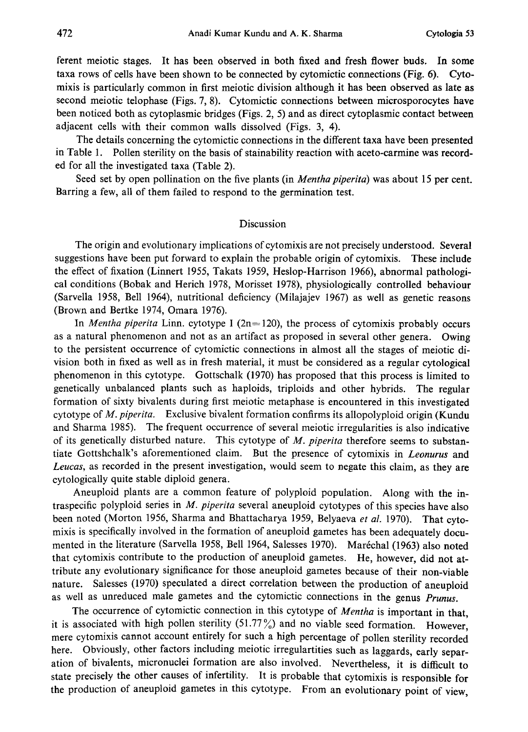ferent meiotic stages. It has been observed in both fixed and fresh flower buds. In some taxa rows of cells have been shown to be connected by cytomictic connections (Fig. 6). Cytomixis is particularly common in first meiotic division although it has been observed as late as second meiotic telophase (Figs. 7, 8). Cytomictic connections between microsporocytes have been noticed both as cytoplasmic bridges (Figs. 2, 5) and as direct cytoplasmic contact between adjacent cells with their common walls dissolved (Figs. 3, 4).

The details concerning the cytomictic connections in the different taxa have been presented in Table 1. Pollen sterility on the basis of stainability reaction with aceto-carmine was recorded for all the investigated taxa (Table 2).

Seed set by open pollination on the five plants (in *Mentha piperita*) was about 15 per cent. Barring a few, all of them failed to respond to the germination test.

## Discussion

The origin and evolutionary implications of cytomixis are not precisely understood. Several suggestions have been put forward to explain the probable origin of cytomixis. These include the effect of fixation (Linnert 1955, Takats 1959, Heslop-Harrison 1966), abnormal pathological conditions (Bobak and Herich 1978, Morisset 1978), physiologically controlled behaviour (Sarvella 1958, Bell 1964), nutritional deficiency (Milajajev 1967) as well as genetic reasons (Brown and Bertke 1974, Omara 1976).

In *Mentha piperita* Linn. cytotype I ($2n=120$), the process of cytomixis probably occurs as a natural phenomenon and not as an artifact as proposed in several other genera. Owing to the persistent occurrence of cytomictic connections in almost all the stages of meiotic division both in fixed as well as in fresh material, it must be considered as a regular cytological phenomenon in this cytotype. Gottschalk (1970) has proposed that this process is limited to genetically unbalanced plants such as haploids, triploids and other hybrids. The regular formation of sixty bivalents during first meiotic metaphase is encountered in this investigated cytotype of *M. piperita*. Exclusive bivalent formation confirms its allopolyploid origin (Kundu and Sharma 1985). The frequent occurrence of several meiotic irregularities is also indicative of its genetically disturbed nature. This cytotype of *M. piperita* therefore seems to substantiate Gottshchalk's aforementioned claim. But the presence of cytomixis in *Leonurus* and *Leucas*, as recorded in the present investigation, would seem to negate this claim, as they are cytologically quite stable diploid genera.

Aneuploid plants are a common feature of polyploid population. Along with the intraspecific polyploid series in *M. piperita* several aneuploid cytotypes of this species have also been noted (Morton 1956, Sharma and Bhattacharya 1959, Belyaeva *et al.* 1970). That cytomixis is specifically involved in the formation of aneuploid gametes has been adequately documented in the literature (Sarvella 1958, Bell 1964, Salesses 1970). Maréchal (1963) also noted that cytomixis contribute to the production of aneuploid gametes. He, however, did not attribute any evolutionary significance for those aneuploid gametes because of their non-viable nature. Salesses (1970) speculated a direct correlation between the production of aneuploid as well as unreduced male gametes and the cytomictic connections in the genus *Prunus*.

The occurrence of cytomictic connection in this cytotype of *Mentha* is important in that, it is associated with high pollen sterility (51.77%) and no viable seed formation. However, mere cytomixis cannot account entirely for such a high percentage of pollen sterility recorded here. Obviously, other factors including meiotic irregulartities such as laggards, early separation of bivalents, micronuclei formation are also involved. Nevertheless, it is difficult to state precisely the other causes of infertility. It is probable that cytomixis is responsible for the production of aneuploid gametes in this cytotype. From an evolutionary point of view,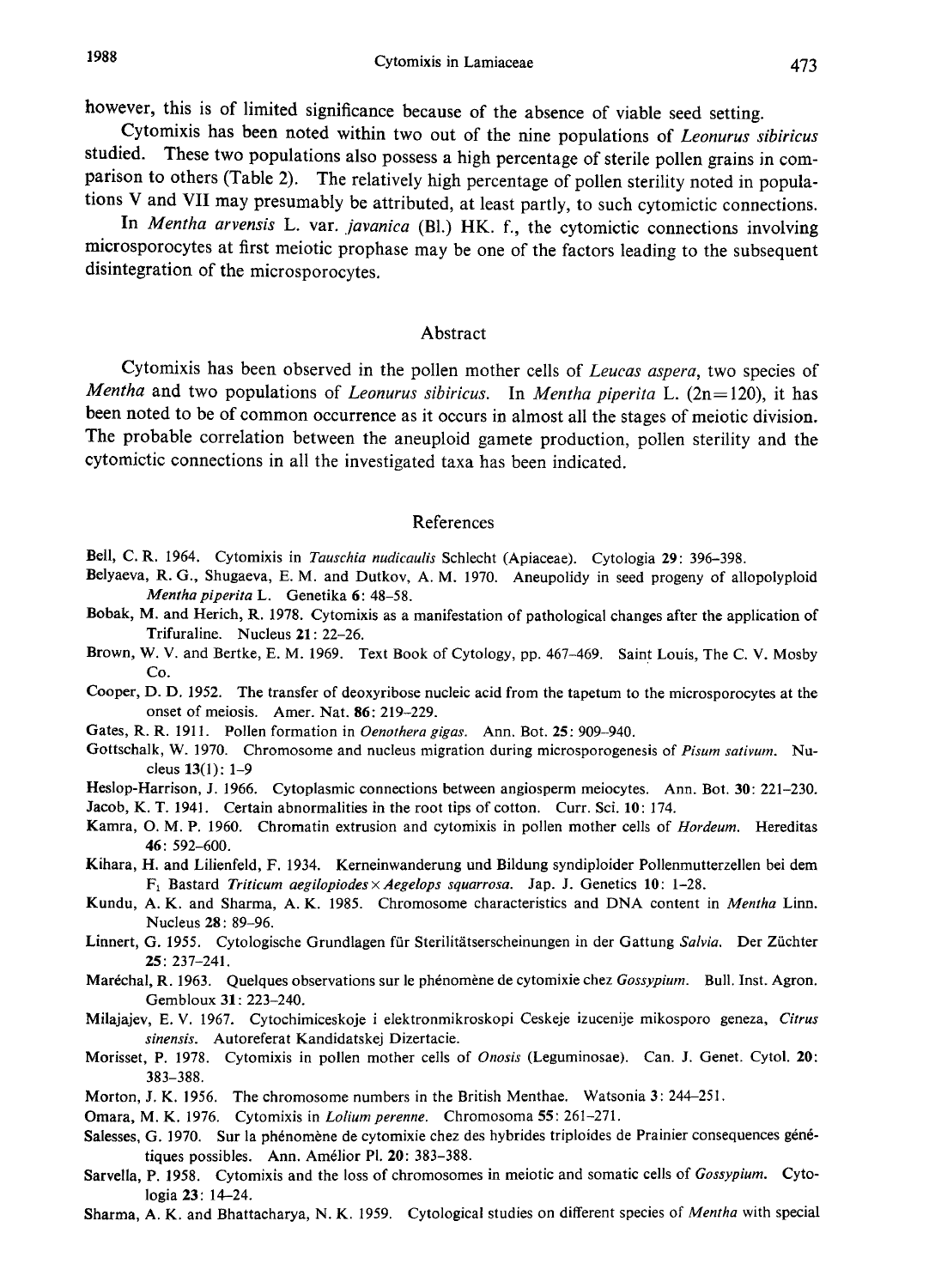however, this is of limited significance because of the absence of viable seed setting.

Cytomixis has been noted within two out of the nine populations of *Leonurus sibiricus* studied. These two populations also possess a high percentage of sterile pollen grains in comparison to others (Table 2). The relatively high percentage of pollen sterility noted in populations V and VII may presumably be attributed, at least partly, to such cytomictic connections.

In *Mentha arvensis* L. var. *javanica* (Bl.) HK. f., the cytomictic connections involving microsporocytes at first meiotic prophase may be one of the factors leading to the subsequent disintegration of the microsporocytes.

## Abstract

Cytomixis has been observed in the pollen mother cells of *Leucas aspera*, two species of *Mentha* and two populations of *Leonurus sibiricus*. In *Mentha piperita* L. (2n=120), it has been noted to be of common occurrence as it occurs in almost all the stages of meiotic division. The probable correlation between the aneuploid gamete production, pollen sterility and the cytomictic connections in all the investigated taxa has been indicated.

## References

Bell, C. R. 1964. Cytomixis in *Tauschia nudicaulis* Schlecht (Apiaceae). Cytologia **29**: 396–398.

Belyaeva, R. G., Shugaeva, E. M. and Dutkov, A. M. 1970. Aneupolidy in seed progeny of allopolyploid *Mentha piperita* L. Genetika **6**: 48–58.

Bobak, M. and Herich, R. 1978. Cytomixis as a manifestation of pathological changes after the application of Trifuraline. Nucleus **21**: 22–26.

Brown, W. V. and Bertke, E. M. 1969. Text Book of Cytology, pp. 467–469. Saint Louis, The C. V. Mosby Co.

Cooper, D. D. 1952. The transfer of deoxyribose nucleic acid from the tapetum to the microsporocytes at the onset of meiosis. Amer. Nat. **86**: 219–229.

Gates, R. R. 1911. Pollen formation in *Oenothera gigas*. Ann. Bot. **25**: 909–940.

Gottschalk, W. 1970. Chromosome and nucleus migration during microsporogenesis of *Pisum sativum*. Nucleus **13**(1): 1–9

Heslop-Harrison, J. 1966. Cytoplasmic connections between angiosperm meiocytes. Ann. Bot. **30**: 221–230.

Jacob, K. T. 1941. Certain abnormalities in the root tips of cotton. Curr. Sci. **10**: 174.

Kamra, O. M. P. 1960. Chromatin extrusion and cytomixis in pollen mother cells of *Hordeum*. Hereditas **46**: 592–600.

Kihara, H. and Lilienfeld, F. 1934. Kerneinwanderung und Bildung syndiploider Pollenmutterzellen bei dem $F_1$ Bastard *Triticum aegilopiodes* × *Aegelops squarrosa*. Jap. J. Genetics **10**: 1–28.

Kundu, A. K. and Sharma, A. K. 1985. Chromosome characteristics and DNA content in *Mentha* Linn. Nucleus **28**: 89–96.

Linnert, G. 1955. Cytologische Grundlagen für Sterilitätserscheinungen in der Gattung *Salvia*. Der Züchter **25**: 237–241.

Maréchal, R. 1963. Quelques observations sur le phénomène de cytomixie chez *Gossypium*. Bull. Inst. Agron. Gembloux **31**: 223–240.

Milajajev, E. V. 1967. Cytochimiceskoje i elektronmikroskopi Ceskeje izucenije mikosporo geneza, *Citrus sinensis*. Autoreferat Kandidatskej Dizertacie.

Morisset, P. 1978. Cytomixis in pollen mother cells of *Onosis* (Leguminosae). Can. J. Genet. Cytol. **20**: 383–388.

Morton, J. K. 1956. The chromosome numbers in the British Menthae. Watsonia **3**: 244–251.

Omara, M. K. 1976. Cytomixis in *Lolium perenne*. Chromosoma **55**: 261–271.

Salesses, G. 1970. Sur la phénomène de cytomixie chez des hybrides triploides de Prainier consequences génétiques possibles. Ann. Amélior Pl. **20**: 383–388.

Sarvella, P. 1958. Cytomixis and the loss of chromosomes in meiotic and somatic cells of *Gossypium*. Cytologia **23**: 14–24.

Sharma, A. K. and Bhattacharya, N. K. 1959. Cytological studies on different species of *Mentha* with special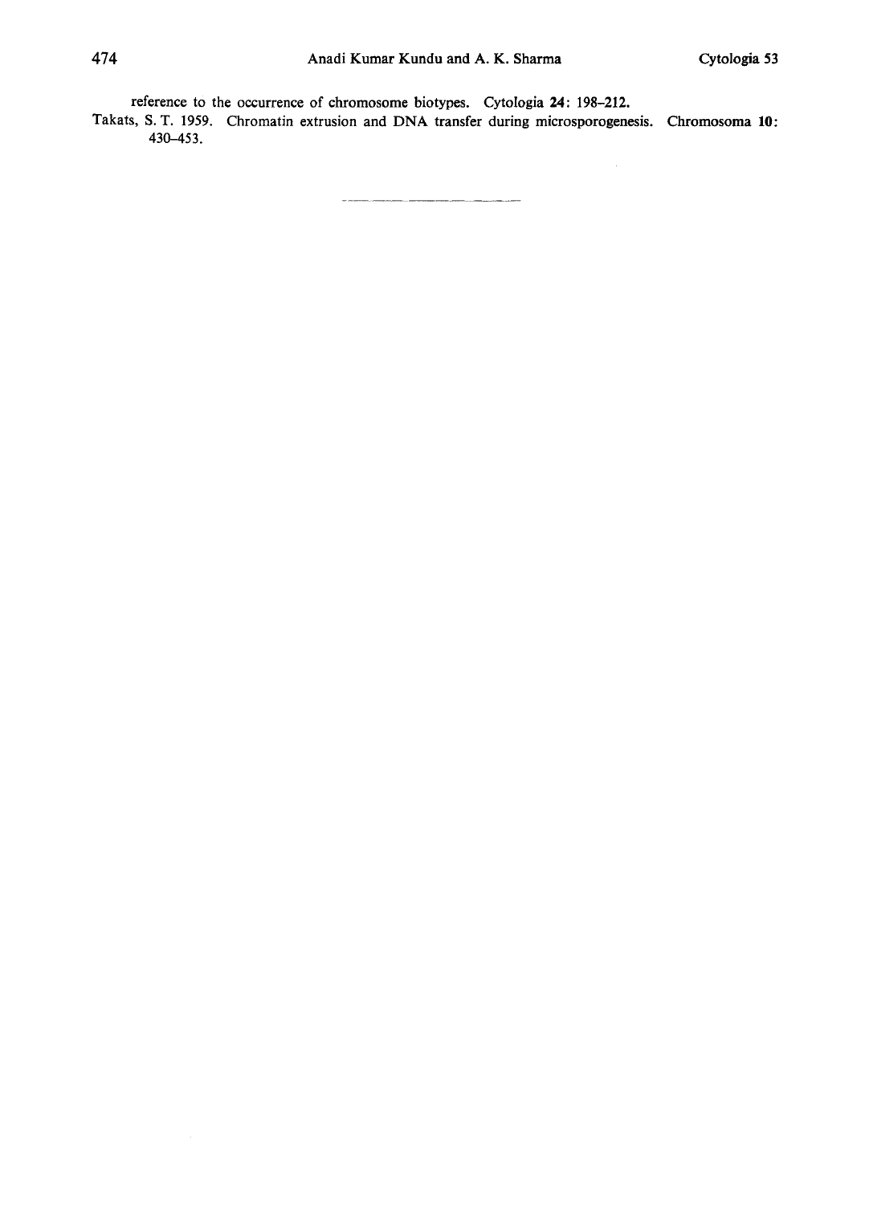reference to the occurrence of chromosome biotypes. Cytologia **24**: 198–212.

Takats, S. T. 1959. Chromatin extrusion and DNA transfer during microsporogenesis. Chromosoma **10**: 430–453.